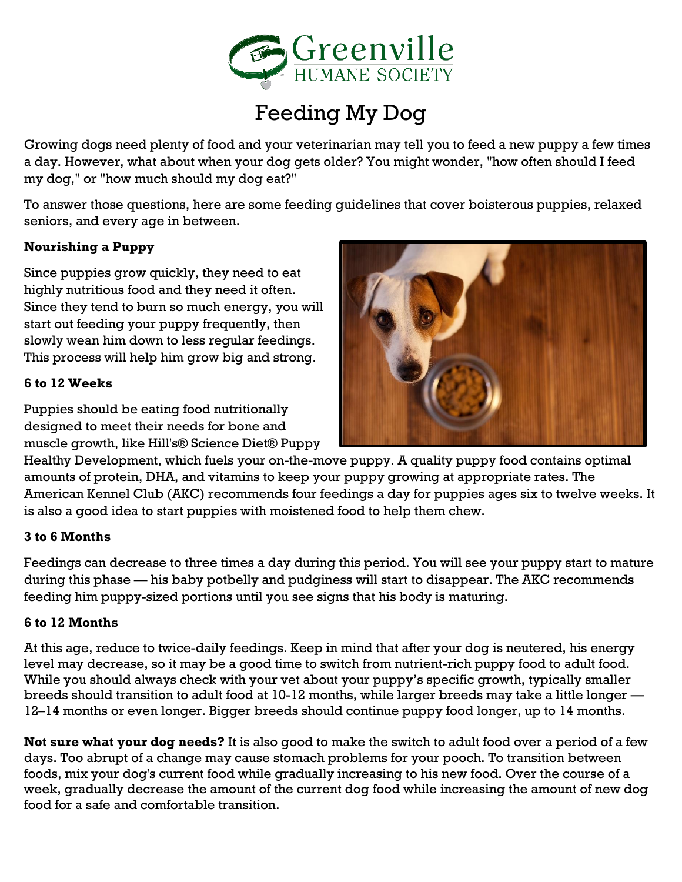# Feeding My Dog

Growing dogs need plenty of food and your veterinarian may tell you to feed a new puppy a few times a day. However, what about when your dog gets older? You might wonder, "how often should I feed my dog," or "how much should my dog eat?"

To answer those questions, here are some feeding guidelines that cover boisterous puppies, relaxed seniors, and every age in between.

**Nourishing a Puppy**

Since puppies grow quickly, they need to eat highly nutritious food and they need it often. Since they tend to burn so much energy, you will start out feeding your puppy frequently, then slowly wean him down to less regular feedings. This process will help him grow big and strong.

**6 to 12 Weeks**

Puppies should be eating food nutritionally designed to meet their needs for bone and muscle growth, like Hill's® Science Diet® Puppy Healthy Development, which fuels your on-the-move puppy. A quality puppy food contains optimal amounts of protein, DHA, and vitamins to keep your puppy growing at appropriate rates. The American Kennel Club (AKC) recommends four feedings a day for puppies ages six to twelve weeks. It is also a good idea to start puppies with moistened food to help them chew.

**3 to 6 Months**

Feedings can decrease to three times a day during this period. You will see your puppy start to mature during this phase — his baby potbelly and pudginess will start to disappear. The AKC recommends feeding him puppy-sized portions until you see signs that his body is maturing.

**6 to 12 Months**

At this age, reduce to twice-daily feedings. Keep in mind that after your dog is neutered, his energy level may decrease, so it may be a good time to switch from nutrient-rich puppy food to adult food. While you should always check with your vet about your puppy's specific growth, typically smaller breeds should transition to adult food at 10-12 months, while larger breeds may take a little longer — 12–14 months or even longer. Bigger breeds should continue puppy food longer, up to 14 months.

**Not sure what your dog needs?** It is also good to make the switch to adult food over a period of a few days. Too abrupt of a change may cause stomach problems for your pooch. To transition between foods, mix your dog's current food while gradually increasing to his new food. Over the course of a week, gradually decrease the amount of the current dog food while increasing the amount of new dog food for a safe and comfortable transition.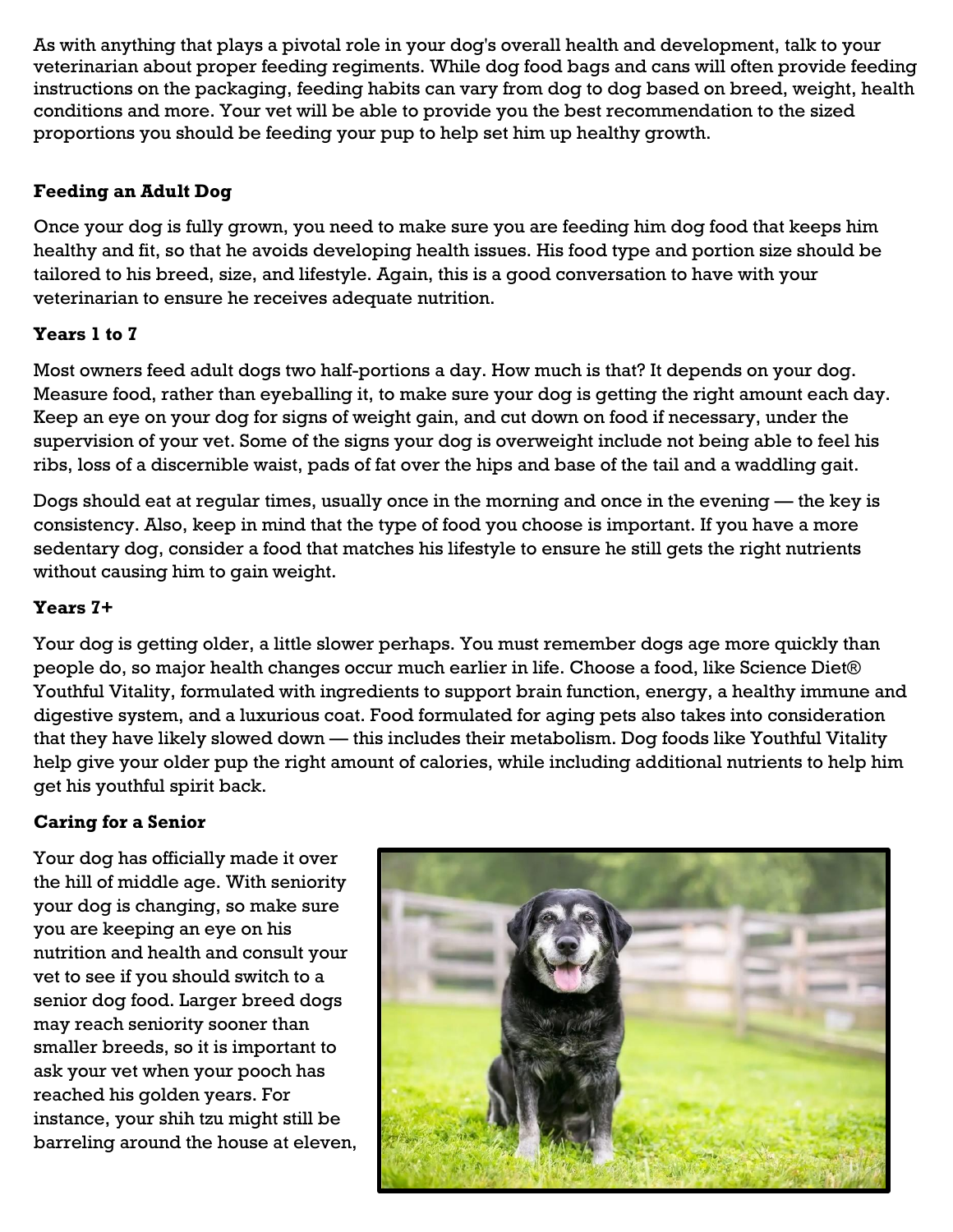As with anything that plays a pivotal role in your dog's overall health and development, talk to your veterinarian about proper feeding regiments. While dog food bags and cans will often provide feeding instructions on the packaging, feeding habits can vary from dog to dog based on breed, weight, health conditions and more. Your vet will be able to provide you the best recommendation to the sized proportions you should be feeding your pup to help set him up healthy growth.

### Feeding an Adult Dog

Once your dog is fully grown, you need to make sure you are feeding him dog food that keeps him healthy and fit, so that he avoids developing health issues. His food type and portion size should be tailored to his breed, size, and lifestyle. Again, this is a good conversation to have with your veterinarian to ensure he receives adequate nutrition.

### Years 1 to 7

Most owners feed adult dogs two half-portions a day. How much is that? It depends on your dog. Measure food, rather than eyeballing it, to make sure your dog is getting the right amount each day. Keep an eye on your dog for signs of weight gain, and cut down on food if necessary, under the supervision of your vet. Some of the signs your dog is overweight include not being able to feel his ribs, loss of a discernible waist, pads of fat over the hips and base of the tail and a waddling gait.

Dogs should eat at regular times, usually once in the morning and once in the evening — the key is consistency. Also, keep in mind that the type of food you choose is important. If you have a more sedentary dog, consider a food that matches his lifestyle to ensure he still gets the right nutrients without causing him to gain weight.

### Years 7+

Your dog is getting older, a little slower perhaps. You must remember dogs age more quickly than people do, so major health changes occur much earlier in life. Choose a food, like Science Diet® Youthful Vitality, formulated with ingredients to support brain function, energy, a healthy immune and digestive system, and a luxurious coat. Food formulated for aging pets also takes into consideration that they have likely slowed down — this includes their metabolism. Dog foods like Youthful Vitality help give your older pup the right amount of calories, while including additional nutrients to help him get his youthful spirit back.

### Caring for a Senior

Your dog has officially made it over the hill of middle age. With seniority your dog is changing, so make sure you are keeping an eye on his nutrition and health and consult your vet to see if you should switch to a senior dog food. Larger breed dogs may reach seniority sooner than smaller breeds, so it is important to ask your vet when your pooch has reached his golden years. For instance, your shih tzu might still be barreling around the house at eleven,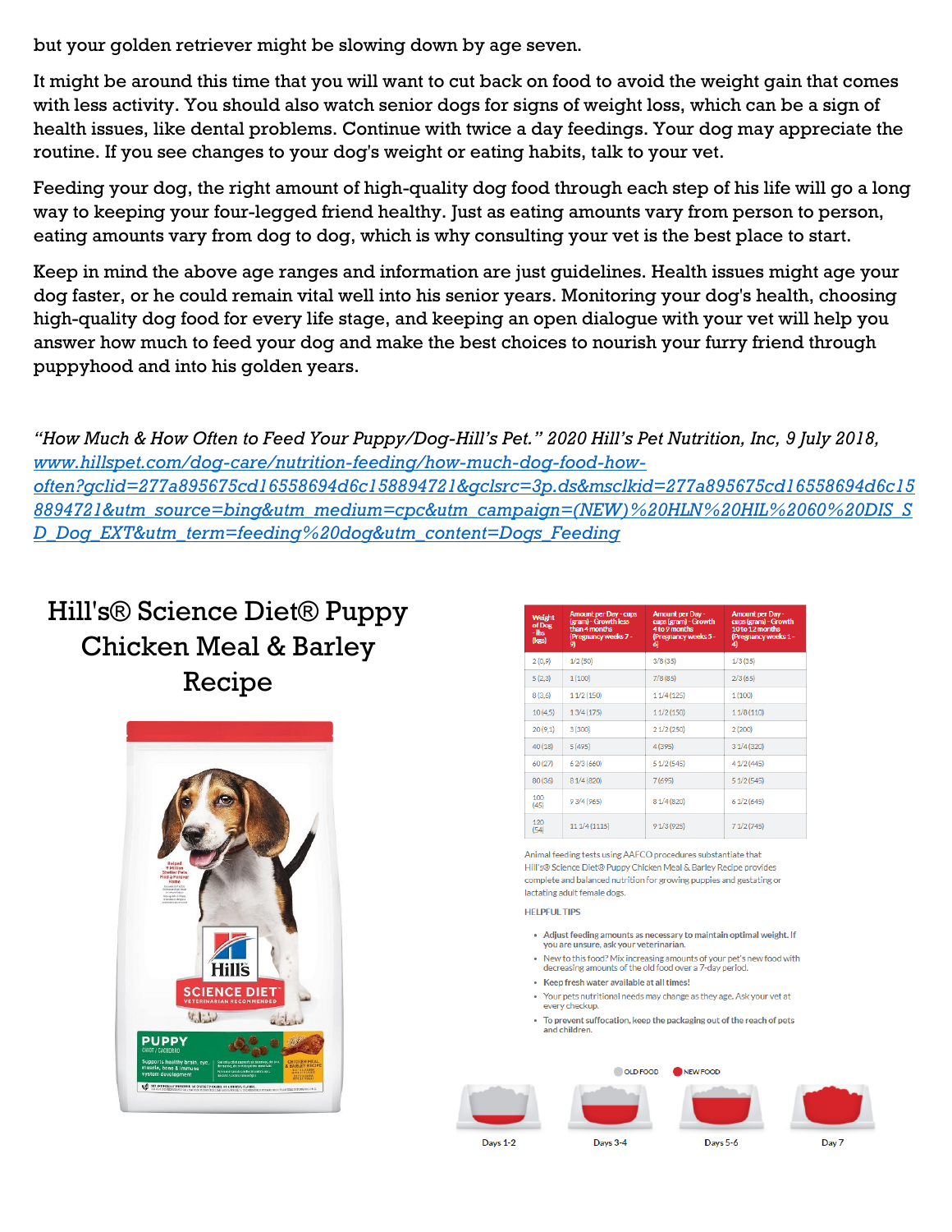but your golden retriever might be slowing down by age seven.

It might be around this time that you will want to cut back on food to avoid the weight gain that comes with less activity. You should also watch senior dogs for signs of weight loss, which can be a sign of health issues, like dental problems. Continue with twice a day feedings. Your dog may appreciate the routine. If you see changes to your dog's weight or eating habits, talk to your vet.

Feeding your dog, the right amount of high-quality dog food through each step of his life will go a long way to keeping your four-legged friend healthy. Just as eating amounts vary from person to person, eating amounts vary from dog to dog, which is why consulting your vet is the best place to start.

Keep in mind the above age ranges and information are just guidelines. Health issues might age your dog faster, or he could remain vital well into his senior years. Monitoring your dog's health, choosing high-quality dog food for every life stage, and keeping an open dialogue with your vet will help you answer how much to feed your dog and make the best choices to nourish your furry friend through puppyhood and into his golden years.

*"How Much & How Often to Feed Your Puppy/Dog-Hill's Pet." 2020 Hill's Pet Nutrition, Inc, 9 July 2018, [www.hillspet.com/dog-care/nutrition-feeding/how-much-dog-food-how-often?gclid=277a895675cd16558694d6c158894721&gclsrc=3p.ds&msclkid=277a895675cd16558694d6c158894721&utm_source=bing&utm_medium=cpc&utm_campaign=(NEW)%20HLN%20HIL%2060%20DIS_SD_Dog_EXT&utm_term=feeding%20dog&utm_content=Dogs_Feeding](www.hillspet.com/dog-care/nutrition-feeding/how-much-dog-food-how-often?gclid=277a895675cd16558694d6c158894721&gclsrc=3p.ds&msclkid=277a895675cd16558694d6c158894721&utm_source=bing&utm_medium=cpc&utm_campaign=(NEW)%20HLN%20HIL%2060%20DIS_SD_Dog_EXT&utm_term=feeding%20dog&utm_content=Dogs_Feeding)*

## Hill's® Science Diet® Puppy Chicken Meal & Barley Recipe

| Weight of Dog - lbs (kgs) | Amount per Day - cups (gram) - Growth less than 4 months (Pregnancy weeks 7 - 9) | Amount per Day - cups (gram) - Growth 4 to 9 months (Pregnancy weeks 5 - 6) | Amount per Day - cups (gram) - Growth 10 to 12 months (Pregnancy weeks 1 - 4) |
|---|---|---|---|
| 2 (0,9) | 1/2 (50) | 3/8 (35) | 1/3 (35) |
| 5 (2,3) | 1 (100) | 7/8 (85) | 2/3 (65) |
| 8 (3,6) | 1 1/2 (150) | 1 1/4 (125) | 1 (100) |
| 10 (4,5) | 1 3/4 (175) | 1 1/2 (150) | 1 1/8 (110) |
| 20 (9,1) | 3 (300) | 2 1/2 (250) | 2 (200) |
| 40 (18) | 5 (495) | 4 (395) | 3 1/4 (320) |
| 60 (27) | 6 2/3 (660) | 5 1/2 (545) | 4 1/2 (445) |
| 80 (36) | 8 1/4 (820) | 7 (695) | 5 1/2 (545) |
| 100 (45) | 9 3/4 (965) | 8 1/4 (820) | 6 1/2 (645) |
| 120 (54) | 11 1/4 (1115) | 9 1/3 (925) | 7 1/2 (745) |

Animal feeding tests using AAFCO procedures substantiate that Hill's® Science Diet® Puppy Chicken Meal & Barley Recipe provides complete and balanced nutrition for growing puppies and gestating or lactating adult female dogs.

HELPFUL TIPS

- Adjust feeding amounts as necessary to maintain optimal weight. If you are unsure, ask your veterinarian.
- New to this food? Mix increasing amounts of your pet's new food with decreasing amounts of the old food over a 7-day period.
- Keep fresh water available at all times!
- Your pets nutritional needs may change as they age. Ask your vet at every checkup.
- To prevent suffocation, keep the packaging out of the reach of pets and children.

OLD FOOD · NEW FOOD

Days 1-2 · Days 3-4 · Days 5-6 · Day 7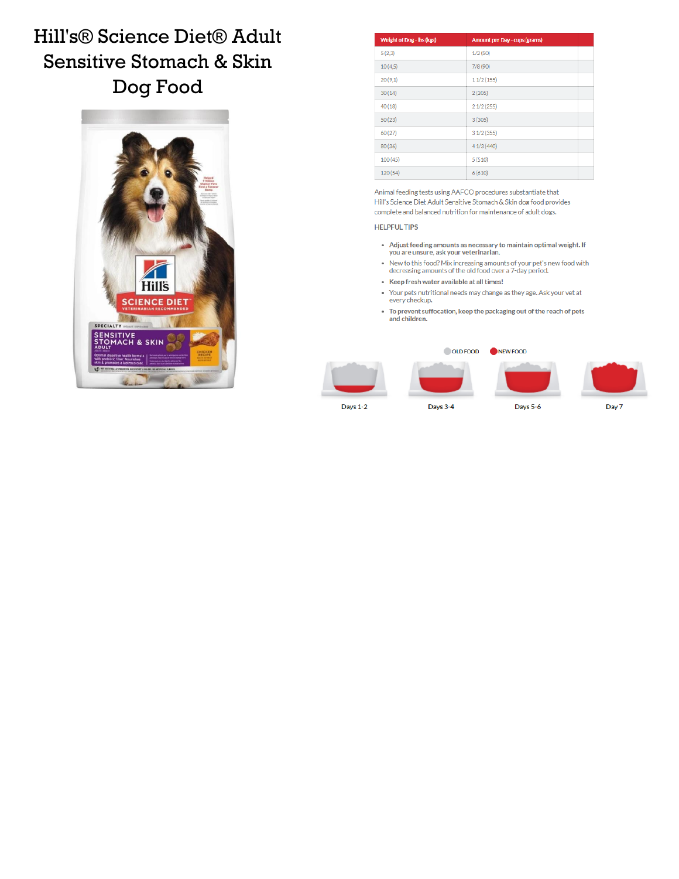# Hill's® Science Diet® Adult Sensitive Stomach & Skin Dog Food

| Weight of Dog - lbs (kgs) | Amount per Day - cups (grams) |
|---|---|
| 5 (2,3) | 1/2 (50) |
| 10 (4,5) | 7/8 (90) |
| 20 (9,1) | 1 1/2 (155) |
| 30 (14) | 2 (205) |
| 40 (18) | 2 1/2 (255) |
| 50 (23) | 3 (305) |
| 60 (27) | 3 1/2 (355) |
| 80 (36) | 4 1/3 (440) |
| 100 (45) | 5 (510) |
| 120 (54) | 6 (610) |

Animal feeding tests using AAFCO procedures substantiate that Hill's Science Diet Adult Sensitive Stomach & Skin dog food provides complete and balanced nutrition for maintenance of adult dogs.

HELPFUL TIPS

- **Adjust feeding amounts as necessary to maintain optimal weight. If you are unsure, ask your veterinarian.**
- New to this food? Mix increasing amounts of your pet's new food with decreasing amounts of the old food over a 7-day period.
- **Keep fresh water available at all times!**
- Your pets nutritional needs may change as they age. Ask your vet at every checkup.
- **To prevent suffocation, keep the packaging out of the reach of pets and children.**

OLD FOOD
NEW FOOD

Days 1-2
Days 3-4
Days 5-6
Day 7